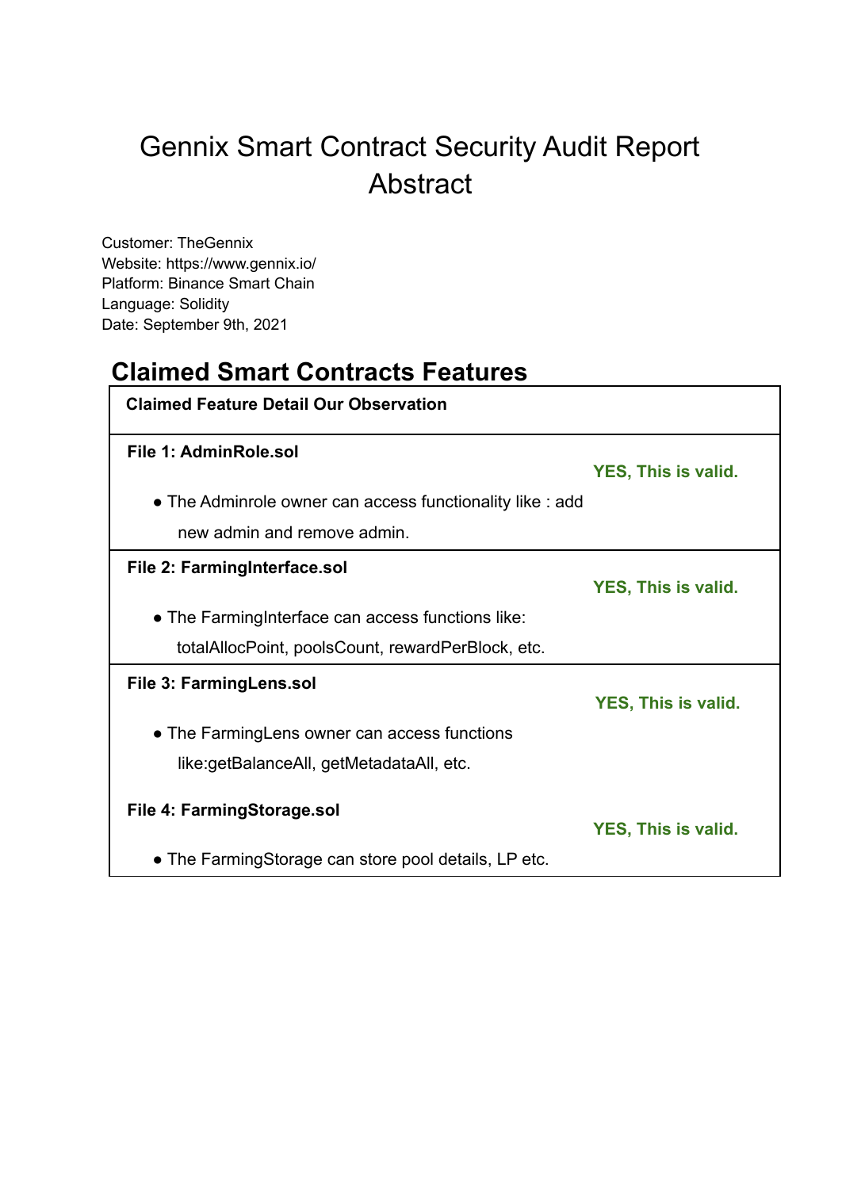# Gennix Smart Contract Security Audit Report Abstract

Customer: TheGennix
Website: https://www.gennix.io/
Platform: Binance Smart Chain
Language: Solidity
Date: September 9th, 2021

## Claimed Smart Contracts Features

| Claimed Feature Detail | Our Observation |
|---|---|
| **File 1: AdminRole.sol**<br>● The Adminrole owner can access functionality like : add new admin and remove admin. | **YES, This is valid.** |
| **File 2: FarmingInterface.sol**<br>● The FarmingInterface can access functions like: totalAllocPoint, poolsCount, rewardPerBlock, etc. | **YES, This is valid.** |
| **File 3: FarmingLens.sol**<br>● The FarmingLens owner can access functions like:getBalanceAll, getMetadataAll, etc. | **YES, This is valid.** |
| **File 4: FarmingStorage.sol**<br>● The FarmingStorage can store pool details, LP etc. | **YES, This is valid.** |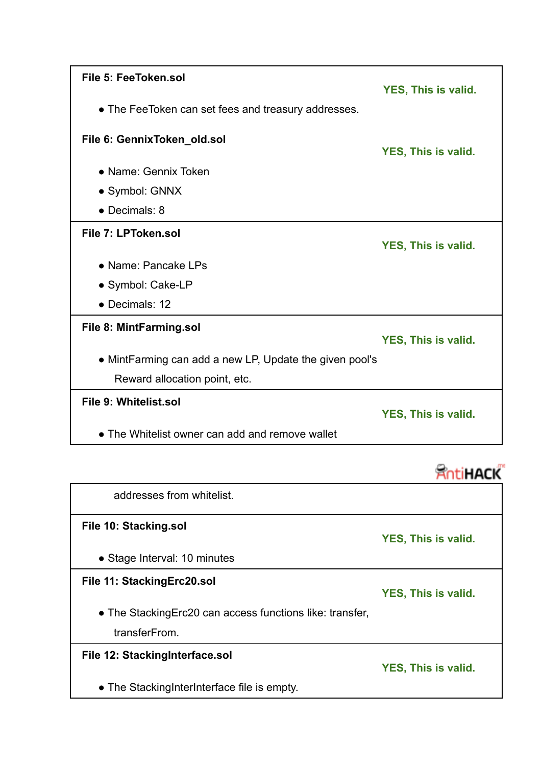| | |
|---|---|
| **File 5: FeeToken.sol**<br><br>• The FeeToken can set fees and treasury addresses.<br><br>**File 6: GennixToken_old.sol**<br><br>• Name: Gennix Token<br>• Symbol: GNNX<br>• Decimals: 8 | **YES, This is valid.**<br><br><br><br>**YES, This is valid.** |
| **File 7: LPToken.sol**<br><br>• Name: Pancake LPs<br>• Symbol: Cake-LP<br>• Decimals: 12 | **YES, This is valid.** |
| **File 8: MintFarming.sol**<br><br>• MintFarming can add a new LP, Update the given pool's Reward allocation point, etc. | **YES, This is valid.** |
| **File 9: Whitelist.sol**<br><br>• The Whitelist owner can add and remove wallet addresses from whitelist. | **YES, This is valid.** |
| **File 10: Stacking.sol**<br><br>• Stage Interval: 10 minutes | **YES, This is valid.** |
| **File 11: StackingErc20.sol**<br><br>• The StackingErc20 can access functions like: transfer, transferFrom. | **YES, This is valid.** |
| **File 12: StackingInterface.sol**<br><br>• The StackingInterInterface file is empty. | **YES, This is valid.** |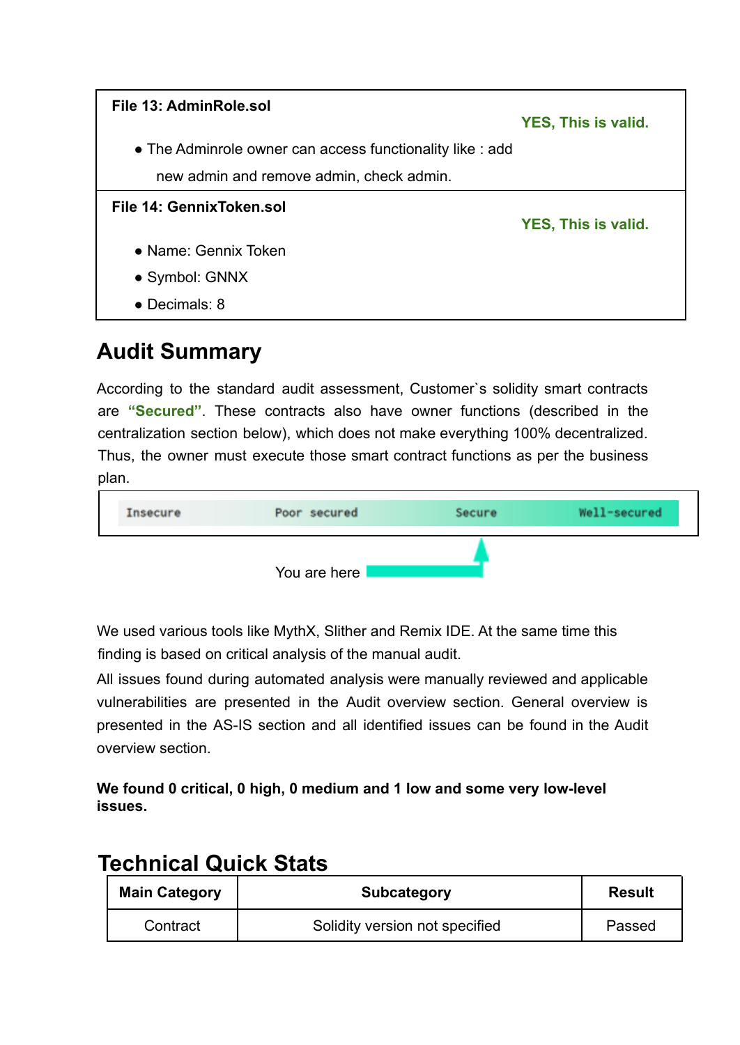| File 13: AdminRole.sol | |
|---|---|
| ● The Adminrole owner can access functionality like : add new admin and remove admin, check admin. | **YES, This is valid.** |

| File 14: GennixToken.sol | |
|---|---|
| ● Name: Gennix Token<br>● Symbol: GNNX<br>● Decimals: 8 | **YES, This is valid.** |

## Audit Summary

According to the standard audit assessment, Customer`s solidity smart contracts are **"Secured"**. These contracts also have owner functions (described in the centralization section below), which does not make everything 100% decentralized. Thus, the owner must execute those smart contract functions as per the business plan.

| Insecure | Poor secured | Secure | Well-secured |
|---|---|---|---|

You are here → Secure

We used various tools like MythX, Slither and Remix IDE. At the same time this finding is based on critical analysis of the manual audit.

All issues found during automated analysis were manually reviewed and applicable vulnerabilities are presented in the Audit overview section. General overview is presented in the AS-IS section and all identified issues can be found in the Audit overview section.

**We found 0 critical, 0 high, 0 medium and 1 low and some very low-level issues.**

## Technical Quick Stats

| Main Category | Subcategory | Result |
|---|---|---|
| Contract | Solidity version not specified | Passed |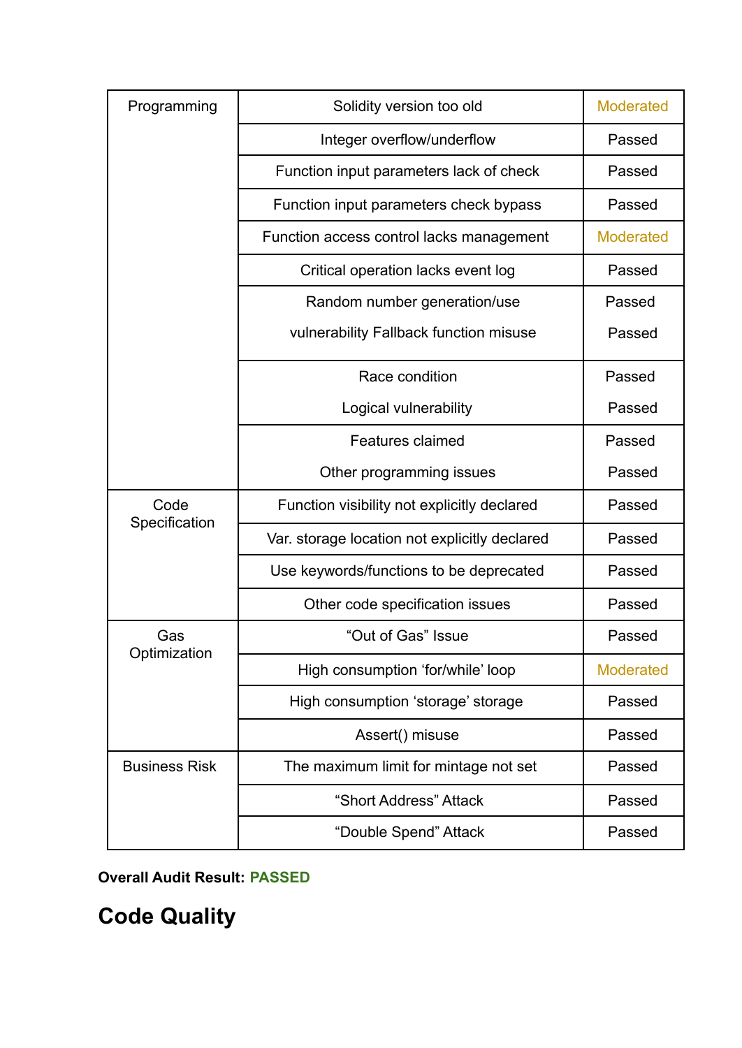| Programming | Solidity version too old | Moderated |
|---|---|---|
| | Integer overflow/underflow | Passed |
| | Function input parameters lack of check | Passed |
| | Function input parameters check bypass | Passed |
| | Function access control lacks management | Moderated |
| | Critical operation lacks event log | Passed |
| | Random number generation/use | Passed |
| | vulnerability Fallback function misuse | Passed |
| | Race condition | Passed |
| | Logical vulnerability | Passed |
| | Features claimed | Passed |
| | Other programming issues | Passed |
| Code Specification | Function visibility not explicitly declared | Passed |
| | Var. storage location not explicitly declared | Passed |
| | Use keywords/functions to be deprecated | Passed |
| | Other code specification issues | Passed |
| Gas Optimization | “Out of Gas” Issue | Passed |
| | High consumption ‘for/while’ loop | Moderated |
| | High consumption ‘storage’ storage | Passed |
| | Assert() misuse | Passed |
| Business Risk | The maximum limit for mintage not set | Passed |
| | “Short Address” Attack | Passed |
| | “Double Spend” Attack | Passed |

**Overall Audit Result: PASSED**

# Code Quality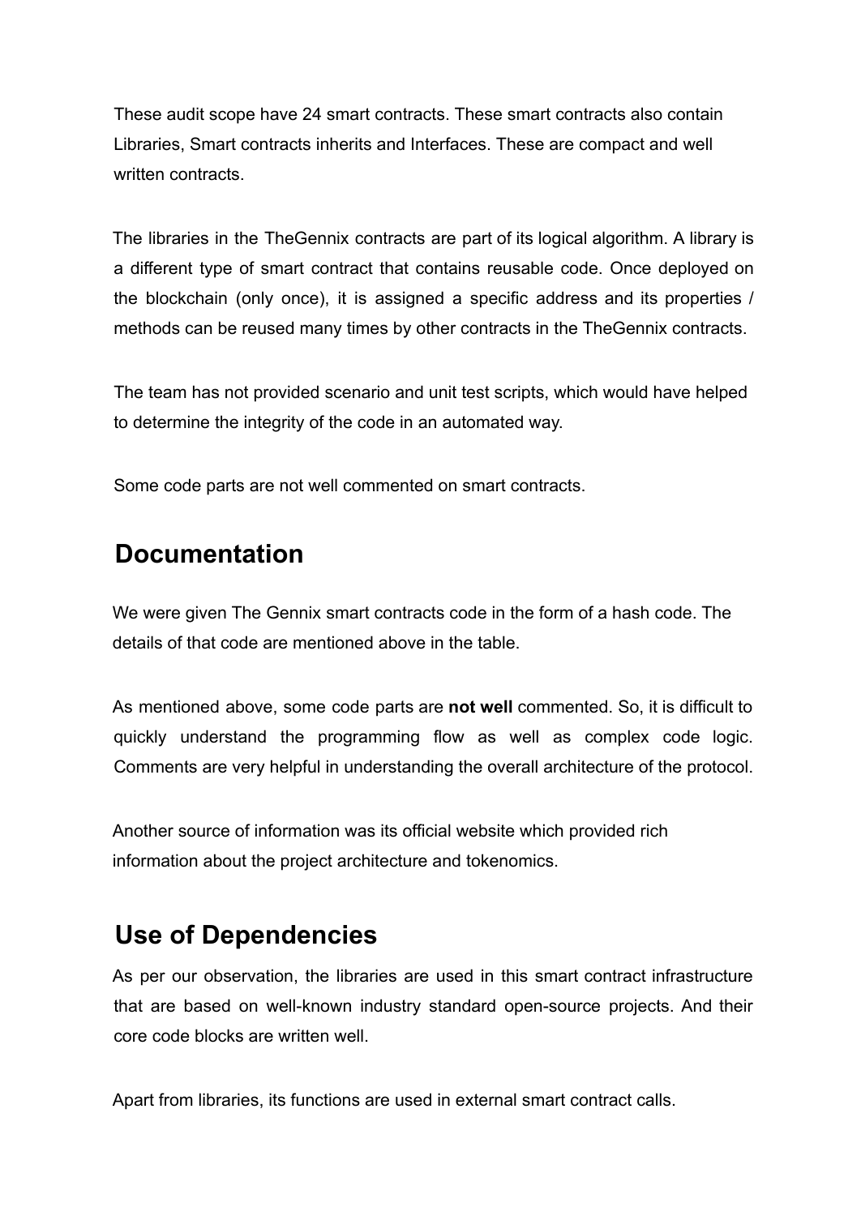These audit scope have 24 smart contracts. These smart contracts also contain Libraries, Smart contracts inherits and Interfaces. These are compact and well written contracts.

The libraries in the TheGennix contracts are part of its logical algorithm. A library is a different type of smart contract that contains reusable code. Once deployed on the blockchain (only once), it is assigned a specific address and its properties / methods can be reused many times by other contracts in the TheGennix contracts.

The team has not provided scenario and unit test scripts, which would have helped to determine the integrity of the code in an automated way.

Some code parts are not well commented on smart contracts.

## Documentation

We were given The Gennix smart contracts code in the form of a hash code. The details of that code are mentioned above in the table.

As mentioned above, some code parts are **not well** commented. So, it is difficult to quickly understand the programming flow as well as complex code logic. Comments are very helpful in understanding the overall architecture of the protocol.

Another source of information was its official website which provided rich information about the project architecture and tokenomics.

## Use of Dependencies

As per our observation, the libraries are used in this smart contract infrastructure that are based on well-known industry standard open-source projects. And their core code blocks are written well.

Apart from libraries, its functions are used in external smart contract calls.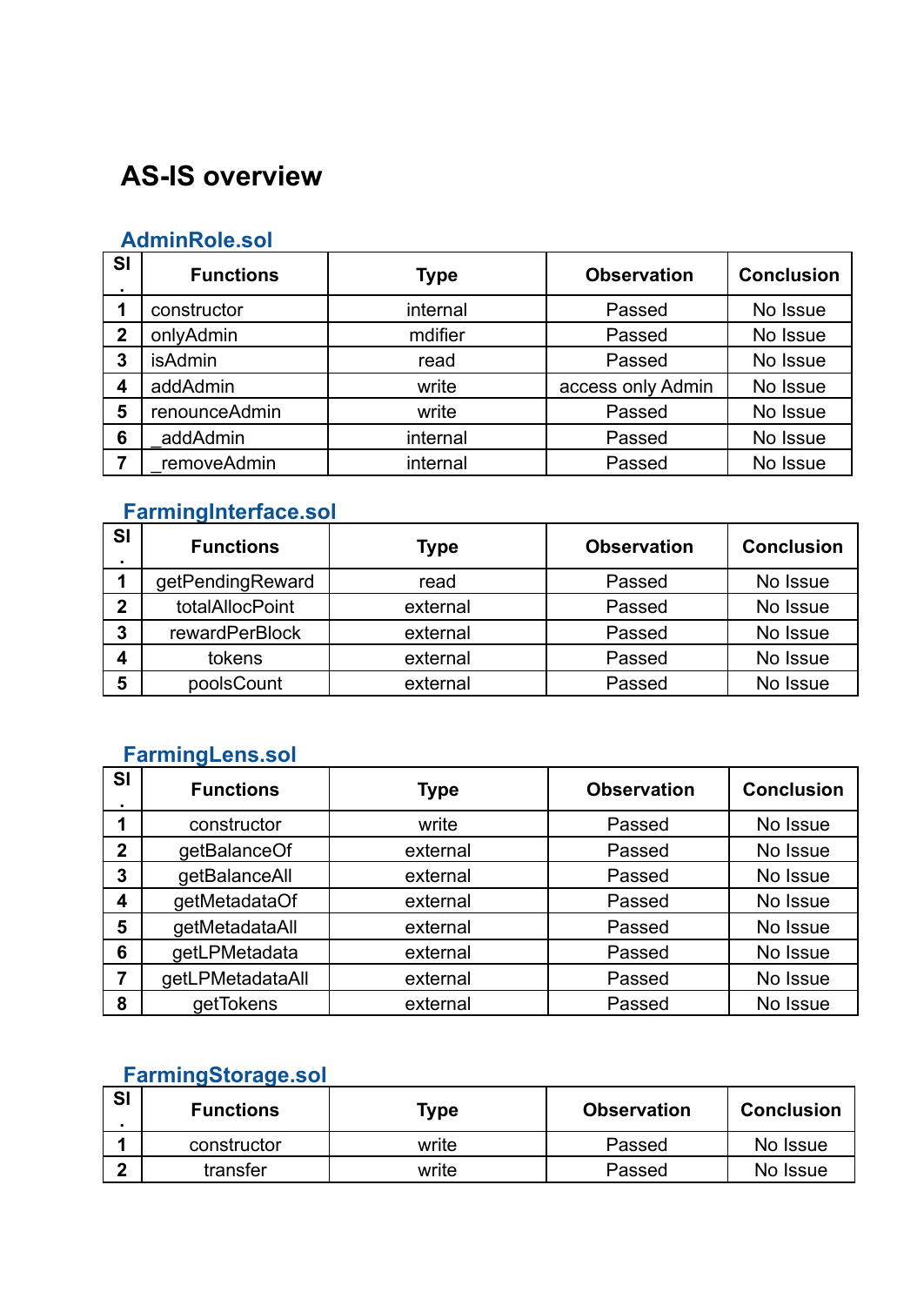# AS-IS overview

## AdminRole.sol

| Sl. | Functions | Type | Observation | Conclusion |
|---|---|---|---|---|
| 1 | constructor | internal | Passed | No Issue |
| 2 | onlyAdmin | mdifier | Passed | No Issue |
| 3 | isAdmin | read | Passed | No Issue |
| 4 | addAdmin | write | access only Admin | No Issue |
| 5 | renounceAdmin | write | Passed | No Issue |
| 6 | _addAdmin | internal | Passed | No Issue |
| 7 | _removeAdmin | internal | Passed | No Issue |

## FarmingInterface.sol

| Sl. | Functions | Type | Observation | Conclusion |
|---|---|---|---|---|
| 1 | getPendingReward | read | Passed | No Issue |
| 2 | totalAllocPoint | external | Passed | No Issue |
| 3 | rewardPerBlock | external | Passed | No Issue |
| 4 | tokens | external | Passed | No Issue |
| 5 | poolsCount | external | Passed | No Issue |

## FarmingLens.sol

| Sl. | Functions | Type | Observation | Conclusion |
|---|---|---|---|---|
| 1 | constructor | write | Passed | No Issue |
| 2 | getBalanceOf | external | Passed | No Issue |
| 3 | getBalanceAll | external | Passed | No Issue |
| 4 | getMetadataOf | external | Passed | No Issue |
| 5 | getMetadataAll | external | Passed | No Issue |
| 6 | getLPMetadata | external | Passed | No Issue |
| 7 | getLPMetadataAll | external | Passed | No Issue |
| 8 | getTokens | external | Passed | No Issue |

## FarmingStorage.sol

| Sl. | Functions | Type | Observation | Conclusion |
|---|---|---|---|---|
| 1 | constructor | write | Passed | No Issue |
| 2 | transfer | write | Passed | No Issue |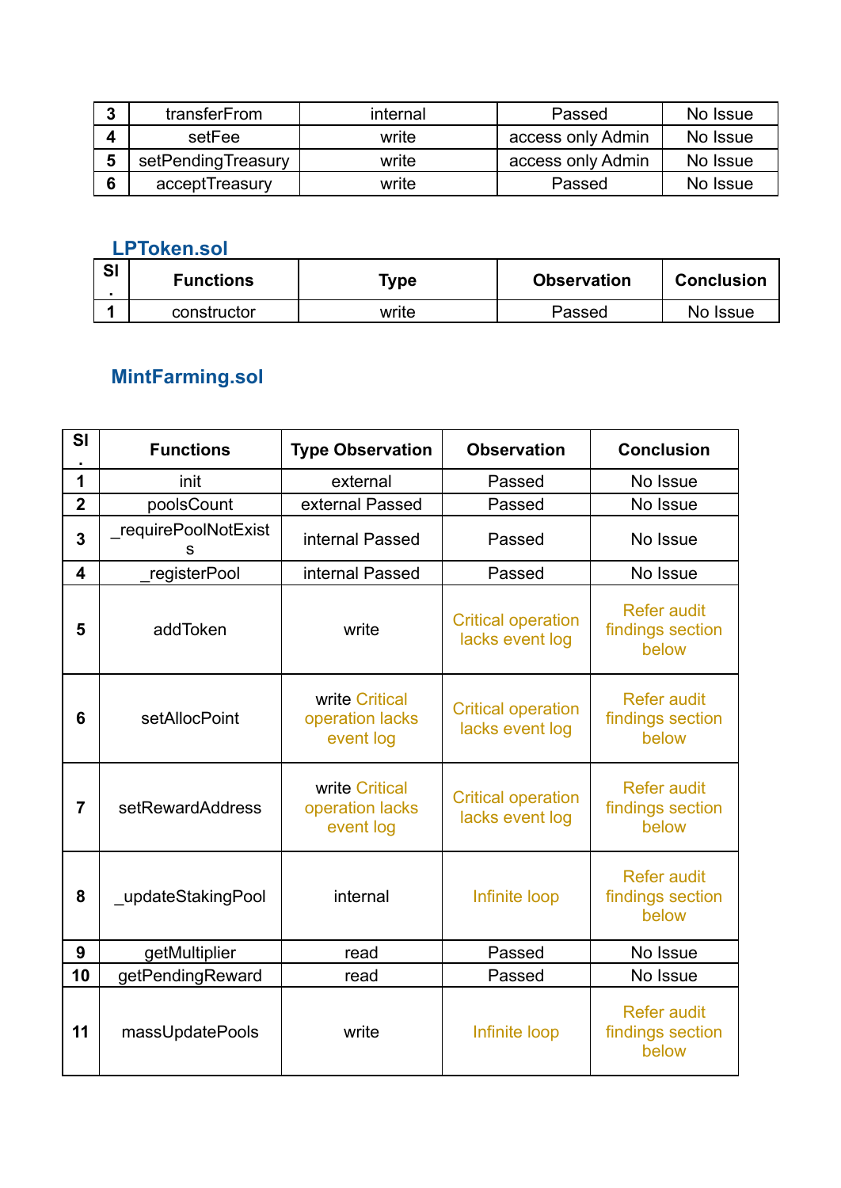| 3 | transferFrom | internal | Passed | No Issue |
|---|---|---|---|---|
| 4 | setFee | write | access only Admin | No Issue |
| 5 | setPendingTreasury | write | access only Admin | No Issue |
| 6 | acceptTreasury | write | Passed | No Issue |

### LPToken.sol

| Sl. | Functions | Type | Observation | Conclusion |
|---|---|---|---|---|
| 1 | constructor | write | Passed | No Issue |

### MintFarming.sol

| Sl. | Functions | Type Observation | Observation | Conclusion |
|---|---|---|---|---|
| 1 | init | external | Passed | No Issue |
| 2 | poolsCount | external Passed | Passed | No Issue |
| 3 | _requirePoolNotExists | internal Passed | Passed | No Issue |
| 4 | _registerPool | internal Passed | Passed | No Issue |
| 5 | addToken | write | Critical operation lacks event log | Refer audit findings section below |
| 6 | setAllocPoint | write Critical operation lacks event log | Critical operation lacks event log | Refer audit findings section below |
| 7 | setRewardAddress | write Critical operation lacks event log | Critical operation lacks event log | Refer audit findings section below |
| 8 | _updateStakingPool | internal | Infinite loop | Refer audit findings section below |
| 9 | getMultiplier | read | Passed | No Issue |
| 10 | getPendingReward | read | Passed | No Issue |
| 11 | massUpdatePools | write | Infinite loop | Refer audit findings section below |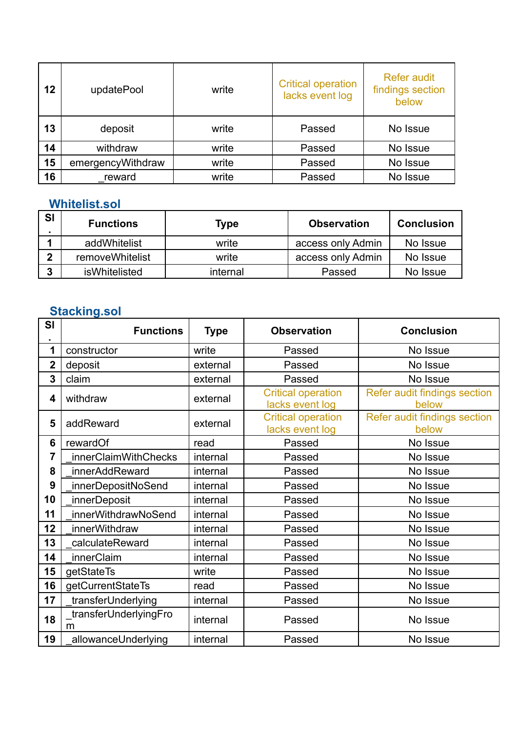| | | | | |
|---|---|---|---|---|
| 12 | updatePool | write | Critical operation lacks event log | Refer audit findings section below |
| 13 | deposit | write | Passed | No Issue |
| 14 | withdraw | write | Passed | No Issue |
| 15 | emergencyWithdraw | write | Passed | No Issue |
| 16 | _reward | write | Passed | No Issue |

## Whitelist.sol

| Sl. | Functions | Type | Observation | Conclusion |
|---|---|---|---|---|
| 1 | addWhitelist | write | access only Admin | No Issue |
| 2 | removeWhitelist | write | access only Admin | No Issue |
| 3 | isWhitelisted | internal | Passed | No Issue |

## Stacking.sol

| Sl. | Functions | Type | Observation | Conclusion |
|---|---|---|---|---|
| 1 | constructor | write | Passed | No Issue |
| 2 | deposit | external | Passed | No Issue |
| 3 | claim | external | Passed | No Issue |
| 4 | withdraw | external | Critical operation lacks event log | Refer audit findings section below |
| 5 | addReward | external | Critical operation lacks event log | Refer audit findings section below |
| 6 | rewardOf | read | Passed | No Issue |
| 7 | _innerClaimWithChecks | internal | Passed | No Issue |
| 8 | _innerAddReward | internal | Passed | No Issue |
| 9 | _innerDepositNoSend | internal | Passed | No Issue |
| 10 | _innerDeposit | internal | Passed | No Issue |
| 11 | _innerWithdrawNoSend | internal | Passed | No Issue |
| 12 | _innerWithdraw | internal | Passed | No Issue |
| 13 | _calculateReward | internal | Passed | No Issue |
| 14 | _innerClaim | internal | Passed | No Issue |
| 15 | getStateTs | write | Passed | No Issue |
| 16 | getCurrentStateTs | read | Passed | No Issue |
| 17 | _transferUnderlying | internal | Passed | No Issue |
| 18 | _transferUnderlyingFrom | internal | Passed | No Issue |
| 19 | _allowanceUnderlying | internal | Passed | No Issue |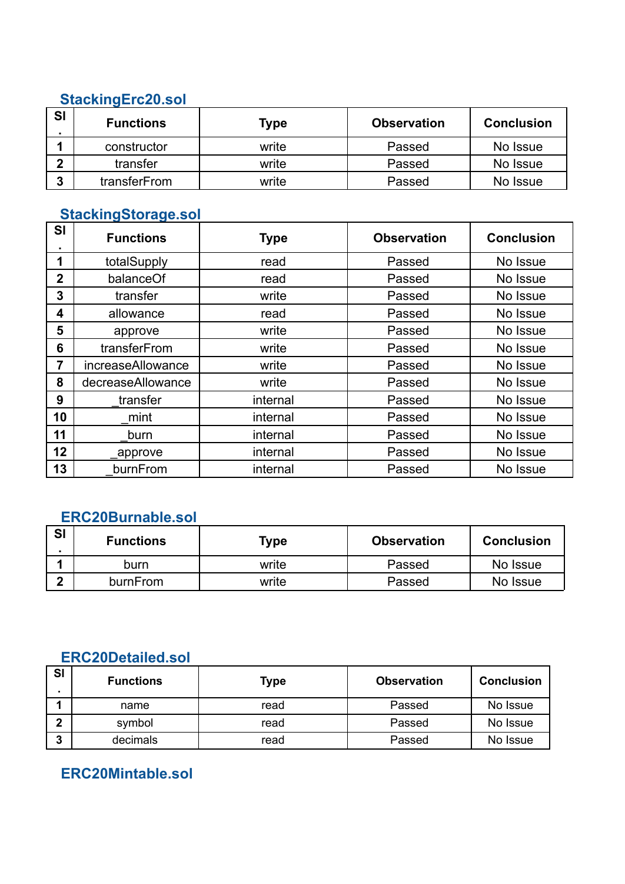### StackingErc20.sol

| Sl. | Functions | Type | Observation | Conclusion |
|---|---|---|---|---|
| 1 | constructor | write | Passed | No Issue |
| 2 | transfer | write | Passed | No Issue |
| 3 | transferFrom | write | Passed | No Issue |

### StackingStorage.sol

| Sl. | Functions | Type | Observation | Conclusion |
|---|---|---|---|---|
| 1 | totalSupply | read | Passed | No Issue |
| 2 | balanceOf | read | Passed | No Issue |
| 3 | transfer | write | Passed | No Issue |
| 4 | allowance | read | Passed | No Issue |
| 5 | approve | write | Passed | No Issue |
| 6 | transferFrom | write | Passed | No Issue |
| 7 | increaseAllowance | write | Passed | No Issue |
| 8 | decreaseAllowance | write | Passed | No Issue |
| 9 | _transfer | internal | Passed | No Issue |
| 10 | _mint | internal | Passed | No Issue |
| 11 | _burn | internal | Passed | No Issue |
| 12 | _approve | internal | Passed | No Issue |
| 13 | _burnFrom | internal | Passed | No Issue |

### ERC20Burnable.sol

| Sl. | Functions | Type | Observation | Conclusion |
|---|---|---|---|---|
| 1 | burn | write | Passed | No Issue |
| 2 | burnFrom | write | Passed | No Issue |

### ERC20Detailed.sol

| Sl. | Functions | Type | Observation | Conclusion |
|---|---|---|---|---|
| 1 | name | read | Passed | No Issue |
| 2 | symbol | read | Passed | No Issue |
| 3 | decimals | read | Passed | No Issue |

### ERC20Mintable.sol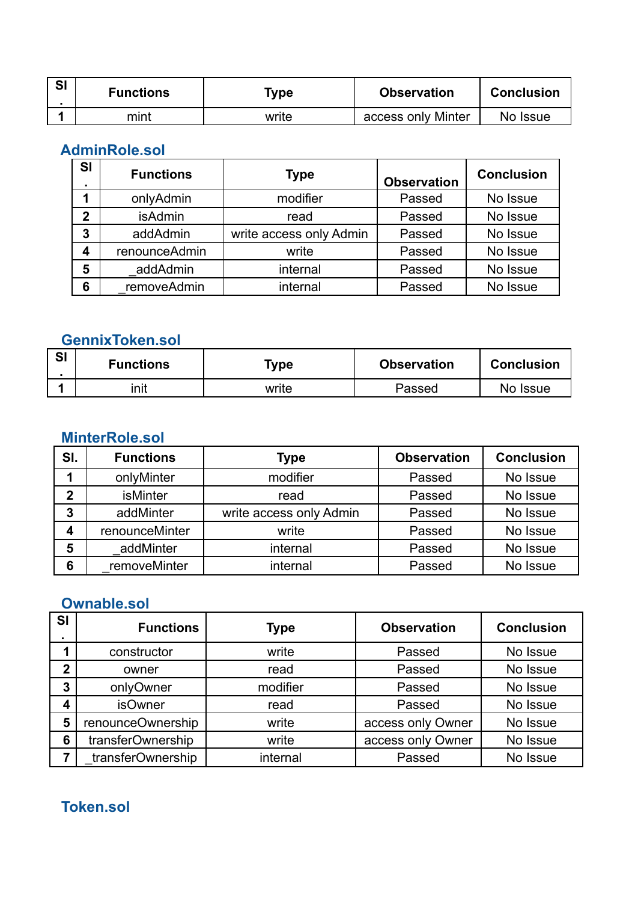| Sl. | Functions | Type | Observation | Conclusion |
|---|---|---|---|---|
| 1 | mint | write | access only Minter | No Issue |

### AdminRole.sol

| Sl. | Functions | Type | Observation | Conclusion |
|---|---|---|---|---|
| 1 | onlyAdmin | modifier | Passed | No Issue |
| 2 | isAdmin | read | Passed | No Issue |
| 3 | addAdmin | write access only Admin | Passed | No Issue |
| 4 | renounceAdmin | write | Passed | No Issue |
| 5 | _addAdmin | internal | Passed | No Issue |
| 6 | _removeAdmin | internal | Passed | No Issue |

### GennixToken.sol

| Sl. | Functions | Type | Observation | Conclusion |
|---|---|---|---|---|
| 1 | init | write | Passed | No Issue |

### MinterRole.sol

| Sl. | Functions | Type | Observation | Conclusion |
|---|---|---|---|---|
| 1 | onlyMinter | modifier | Passed | No Issue |
| 2 | isMinter | read | Passed | No Issue |
| 3 | addMinter | write access only Admin | Passed | No Issue |
| 4 | renounceMinter | write | Passed | No Issue |
| 5 | _addMinter | internal | Passed | No Issue |
| 6 | _removeMinter | internal | Passed | No Issue |

### Ownable.sol

| Sl. | Functions | Type | Observation | Conclusion |
|---|---|---|---|---|
| 1 | constructor | write | Passed | No Issue |
| 2 | owner | read | Passed | No Issue |
| 3 | onlyOwner | modifier | Passed | No Issue |
| 4 | isOwner | read | Passed | No Issue |
| 5 | renounceOwnership | write | access only Owner | No Issue |
| 6 | transferOwnership | write | access only Owner | No Issue |
| 7 | _transferOwnership | internal | Passed | No Issue |

### Token.sol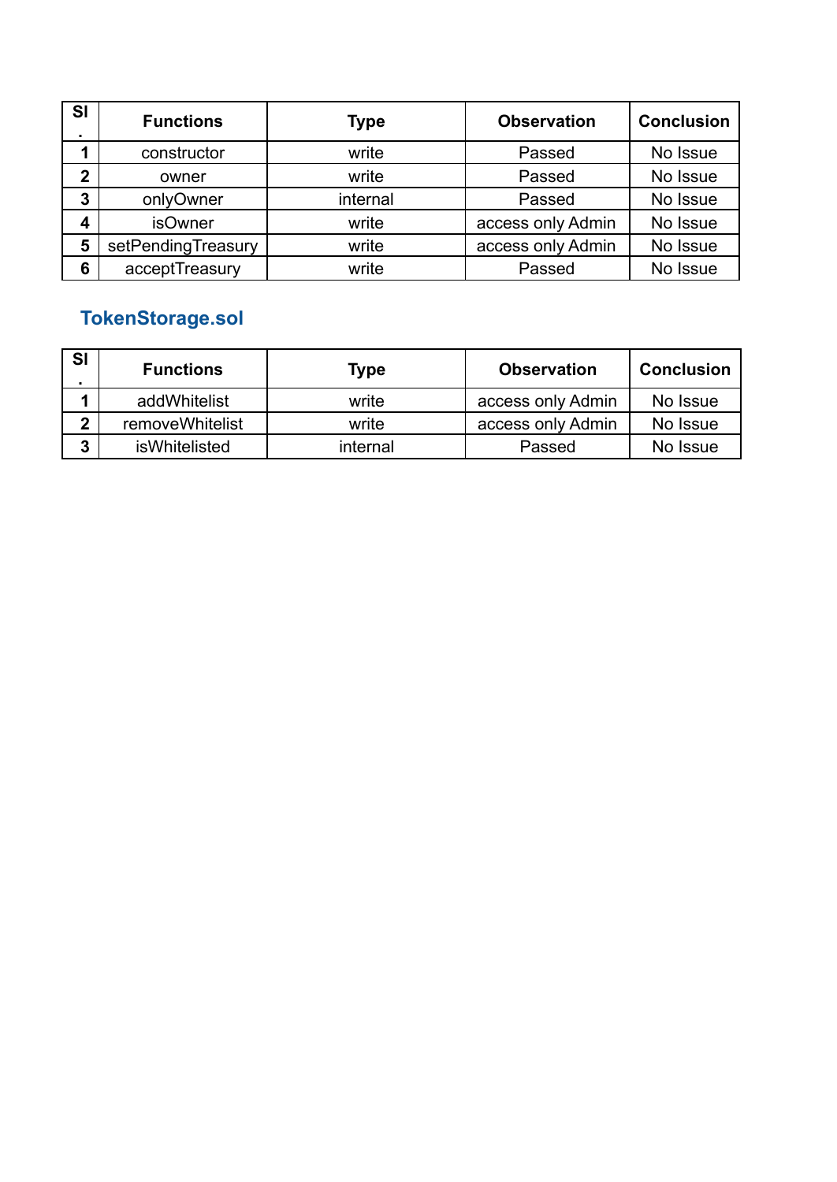| Sl. | Functions | Type | Observation | Conclusion |
|---|---|---|---|---|
| 1 | constructor | write | Passed | No Issue |
| 2 | owner | write | Passed | No Issue |
| 3 | onlyOwner | internal | Passed | No Issue |
| 4 | isOwner | write | access only Admin | No Issue |
| 5 | setPendingTreasury | write | access only Admin | No Issue |
| 6 | acceptTreasury | write | Passed | No Issue |

### TokenStorage.sol

| Sl. | Functions | Type | Observation | Conclusion |
|---|---|---|---|---|
| 1 | addWhitelist | write | access only Admin | No Issue |
| 2 | removeWhitelist | write | access only Admin | No Issue |
| 3 | isWhitelisted | internal | Passed | No Issue |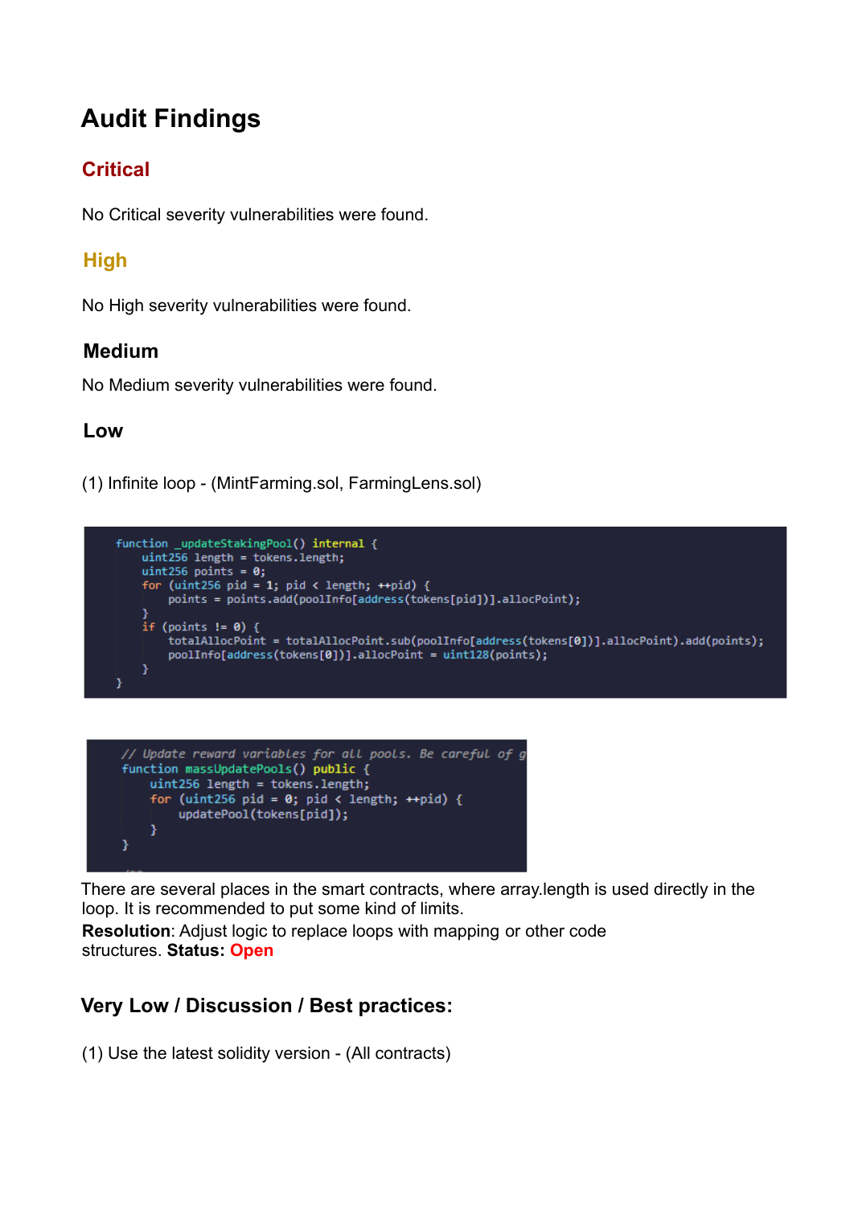# Audit Findings

## Critical

No Critical severity vulnerabilities were found.

## High

No High severity vulnerabilities were found.

## Medium

No Medium severity vulnerabilities were found.

## Low

(1) Infinite loop - (MintFarming.sol, FarmingLens.sol)

```
function _updateStakingPool() internal {
    uint256 length = tokens.length;
    uint256 points = 0;
    for (uint256 pid = 1; pid < length; ++pid) {
        points = points.add(poolInfo[address(tokens[pid])].allocPoint);
    }
    if (points != 0) {
        totalAllocPoint = totalAllocPoint.sub(poolInfo[address(tokens[0])].allocPoint).add(points);
        poolInfo[address(tokens[0])].allocPoint = uint128(points);
    }
}
```

```
// Update reward variables for all pools. Be careful of g
function massUpdatePools() public {
    uint256 length = tokens.length;
    for (uint256 pid = 0; pid < length; ++pid) {
        updatePool(tokens[pid]);
    }
}
```

There are several places in the smart contracts, where array.length is used directly in the loop. It is recommended to put some kind of limits.

**Resolution**: Adjust logic to replace loops with mapping or other code structures. **Status: Open**

## Very Low / Discussion / Best practices:

(1) Use the latest solidity version - (All contracts)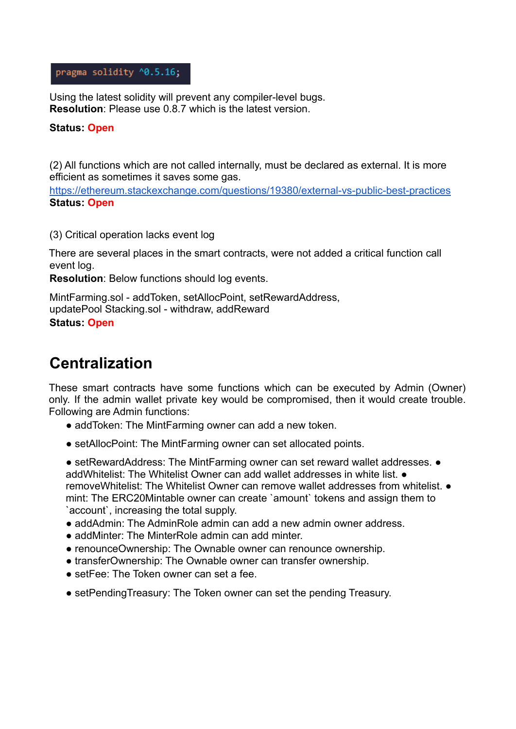```
pragma solidity ^0.5.16;
```

Using the latest solidity will prevent any compiler-level bugs.
**Resolution**: Please use 0.8.7 which is the latest version.

**Status: Open**

(2) All functions which are not called internally, must be declared as external. It is more efficient as sometimes it saves some gas.
https://ethereum.stackexchange.com/questions/19380/external-vs-public-best-practices
**Status: Open**

(3) Critical operation lacks event log

There are several places in the smart contracts, were not added a critical function call event log.
**Resolution**: Below functions should log events.

MintFarming.sol - addToken, setAllocPoint, setRewardAddress, updatePool Stacking.sol - withdraw, addReward
**Status: Open**

## Centralization

These smart contracts have some functions which can be executed by Admin (Owner) only. If the admin wallet private key would be compromised, then it would create trouble. Following are Admin functions:

- addToken: The MintFarming owner can add a new token.
- setAllocPoint: The MintFarming owner can set allocated points.
- setRewardAddress: The MintFarming owner can set reward wallet addresses.
- addWhitelist: The Whitelist Owner can add wallet addresses in white list.
- removeWhitelist: The Whitelist Owner can remove wallet addresses from whitelist.
- mint: The ERC20Mintable owner can create `amount` tokens and assign them to `account`, increasing the total supply.
- addAdmin: The AdminRole admin can add a new admin owner address.
- addMinter: The MinterRole admin can add minter.
- renounceOwnership: The Ownable owner can renounce ownership.
- transferOwnership: The Ownable owner can transfer ownership.
- setFee: The Token owner can set a fee.
- setPendingTreasury: The Token owner can set the pending Treasury.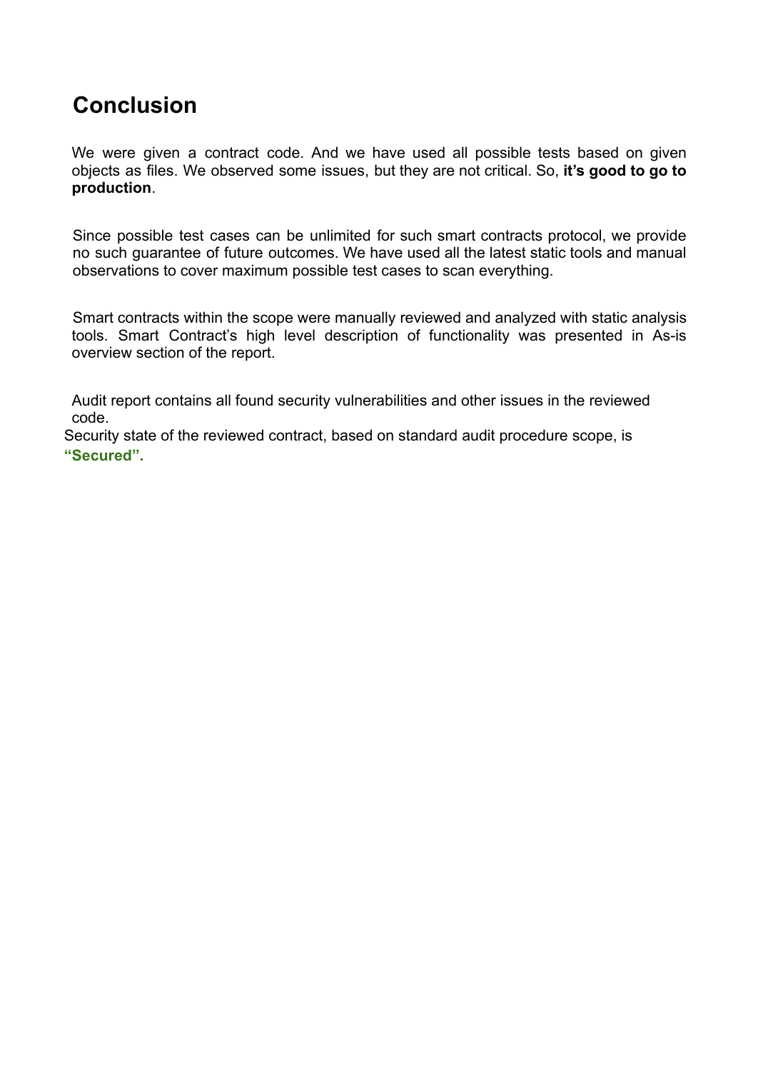## Conclusion

We were given a contract code. And we have used all possible tests based on given objects as files. We observed some issues, but they are not critical. So, **it's good to go to production**.

Since possible test cases can be unlimited for such smart contracts protocol, we provide no such guarantee of future outcomes. We have used all the latest static tools and manual observations to cover maximum possible test cases to scan everything.

Smart contracts within the scope were manually reviewed and analyzed with static analysis tools. Smart Contract's high level description of functionality was presented in As-is overview section of the report.

Audit report contains all found security vulnerabilities and other issues in the reviewed code.

Security state of the reviewed contract, based on standard audit procedure scope, is **"Secured".**